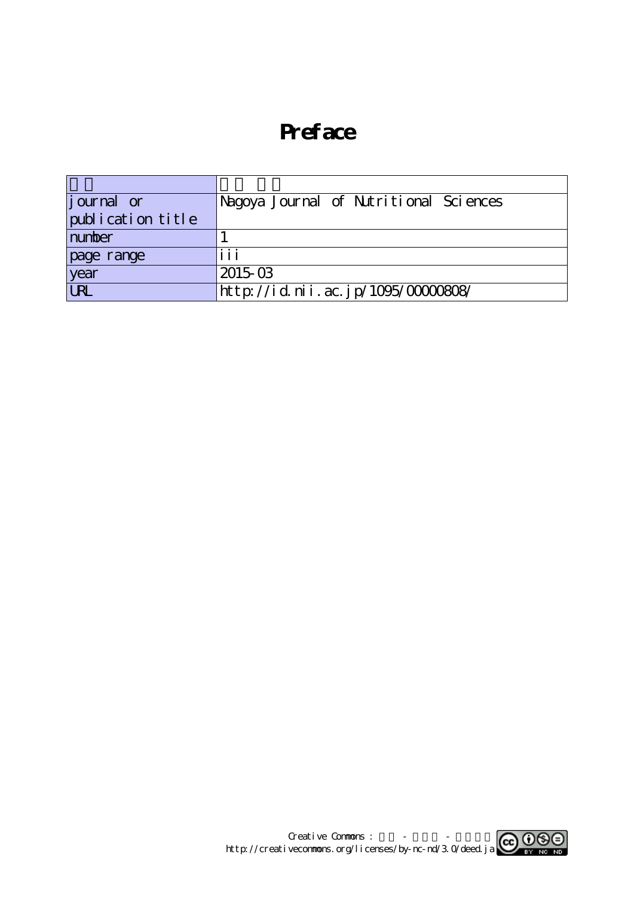# Preface

| | |
|---|---|
| journal or publication title | Nagoya Journal of Nutritional Sciences |
| number | 1 |
| page range | iii |
| year | 2015-03 |
| URL | http://id.nii.ac.jp/1095/00000808/ |

Creative Commons : - -
http://creativecommons.org/licenses/by-nc-nd/3.0/deed.ja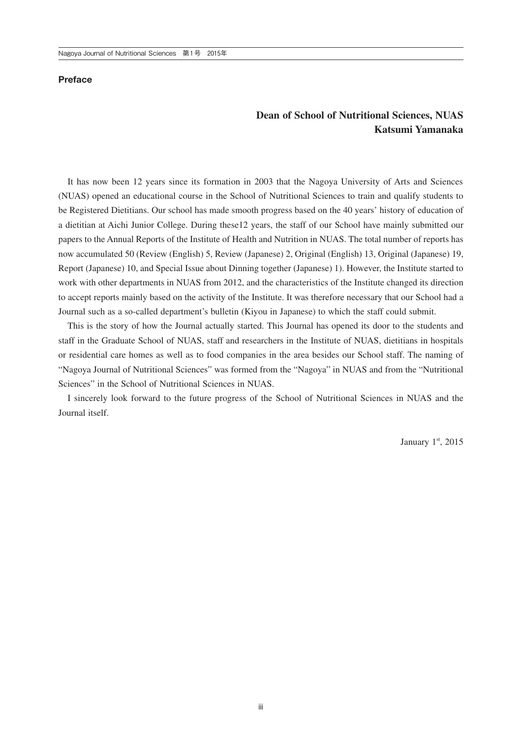## Preface

**Dean of School of Nutritional Sciences, NUAS**
**Katsumi Yamanaka**

It has now been 12 years since its formation in 2003 that the Nagoya University of Arts and Sciences (NUAS) opened an educational course in the School of Nutritional Sciences to train and qualify students to be Registered Dietitians. Our school has made smooth progress based on the 40 years' history of education of a dietitian at Aichi Junior College. During these12 years, the staff of our School have mainly submitted our papers to the Annual Reports of the Institute of Health and Nutrition in NUAS. The total number of reports has now accumulated 50 (Review (English) 5, Review (Japanese) 2, Original (English) 13, Original (Japanese) 19, Report (Japanese) 10, and Special Issue about Dinning together (Japanese) 1). However, the Institute started to work with other departments in NUAS from 2012, and the characteristics of the Institute changed its direction to accept reports mainly based on the activity of the Institute. It was therefore necessary that our School had a Journal such as a so-called department's bulletin (Kiyou in Japanese) to which the staff could submit.

This is the story of how the Journal actually started. This Journal has opened its door to the students and staff in the Graduate School of NUAS, staff and researchers in the Institute of NUAS, dietitians in hospitals or residential care homes as well as to food companies in the area besides our School staff. The naming of "Nagoya Journal of Nutritional Sciences" was formed from the "Nagoya" in NUAS and from the "Nutritional Sciences" in the School of Nutritional Sciences in NUAS.

I sincerely look forward to the future progress of the School of Nutritional Sciences in NUAS and the Journal itself.

January 1st, 2015